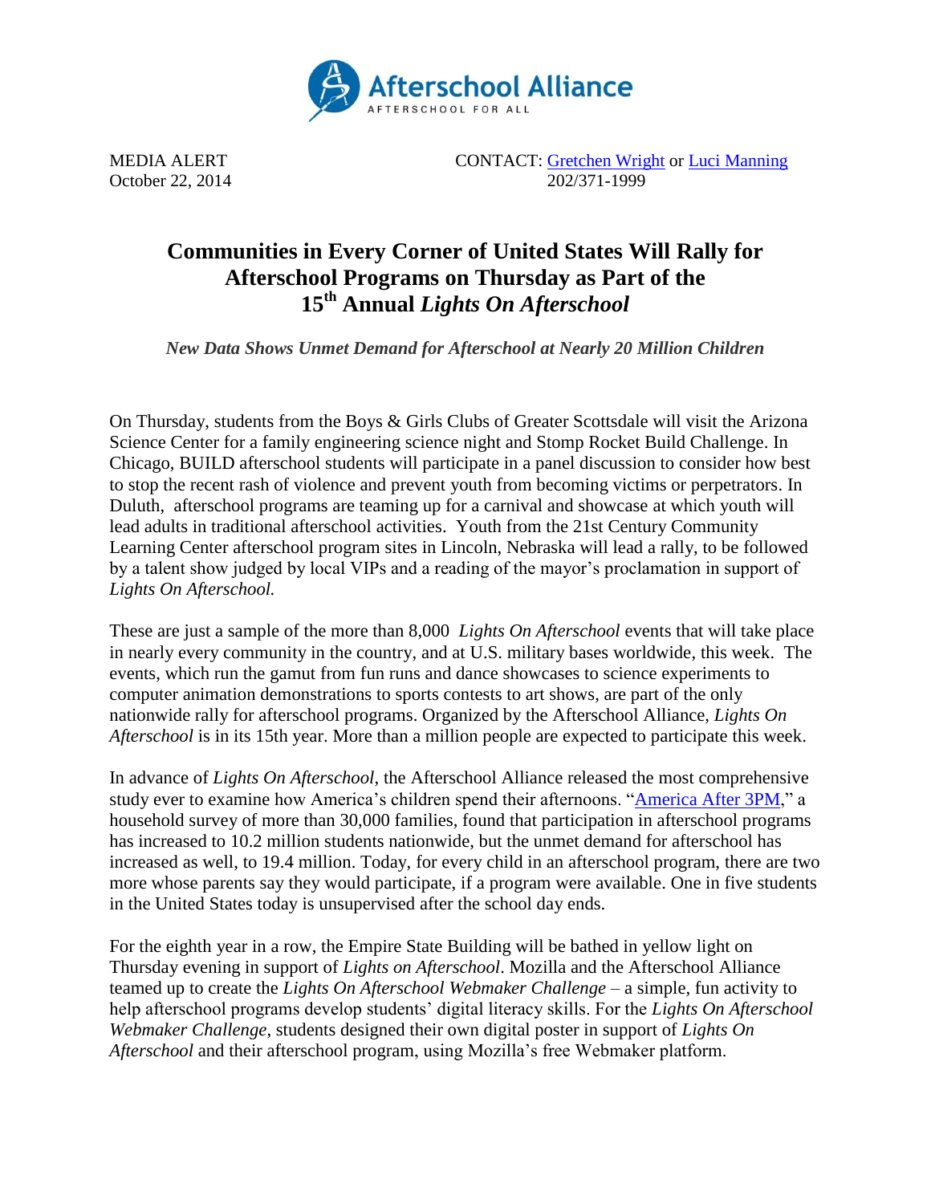Afterschool Alliance

AFTERSCHOOL FOR ALL

MEDIA ALERT
October 22, 2014

CONTACT: Gretchen Wright or Luci Manning
202/371-1999

# Communities in Every Corner of United States Will Rally for Afterschool Programs on Thursday as Part of the 15th Annual *Lights On Afterschool*

***New Data Shows Unmet Demand for Afterschool at Nearly 20 Million Children***

On Thursday, students from the Boys & Girls Clubs of Greater Scottsdale will visit the Arizona Science Center for a family engineering science night and Stomp Rocket Build Challenge. In Chicago, BUILD afterschool students will participate in a panel discussion to consider how best to stop the recent rash of violence and prevent youth from becoming victims or perpetrators. In Duluth, afterschool programs are teaming up for a carnival and showcase at which youth will lead adults in traditional afterschool activities. Youth from the 21st Century Community Learning Center afterschool program sites in Lincoln, Nebraska will lead a rally, to be followed by a talent show judged by local VIPs and a reading of the mayor's proclamation in support of *Lights On Afterschool.*

These are just a sample of the more than 8,000 *Lights On Afterschool* events that will take place in nearly every community in the country, and at U.S. military bases worldwide, this week. The events, which run the gamut from fun runs and dance showcases to science experiments to computer animation demonstrations to sports contests to art shows, are part of the only nationwide rally for afterschool programs. Organized by the Afterschool Alliance, *Lights On Afterschool* is in its 15th year. More than a million people are expected to participate this week.

In advance of *Lights On Afterschool*, the Afterschool Alliance released the most comprehensive study ever to examine how America's children spend their afternoons. "America After 3PM," a household survey of more than 30,000 families, found that participation in afterschool programs has increased to 10.2 million students nationwide, but the unmet demand for afterschool has increased as well, to 19.4 million. Today, for every child in an afterschool program, there are two more whose parents say they would participate, if a program were available. One in five students in the United States today is unsupervised after the school day ends.

For the eighth year in a row, the Empire State Building will be bathed in yellow light on Thursday evening in support of *Lights on Afterschool*. Mozilla and the Afterschool Alliance teamed up to create the *Lights On Afterschool Webmaker Challenge* – a simple, fun activity to help afterschool programs develop students' digital literacy skills. For the *Lights On Afterschool Webmaker Challenge*, students designed their own digital poster in support of *Lights On Afterschool* and their afterschool program, using Mozilla's free Webmaker platform.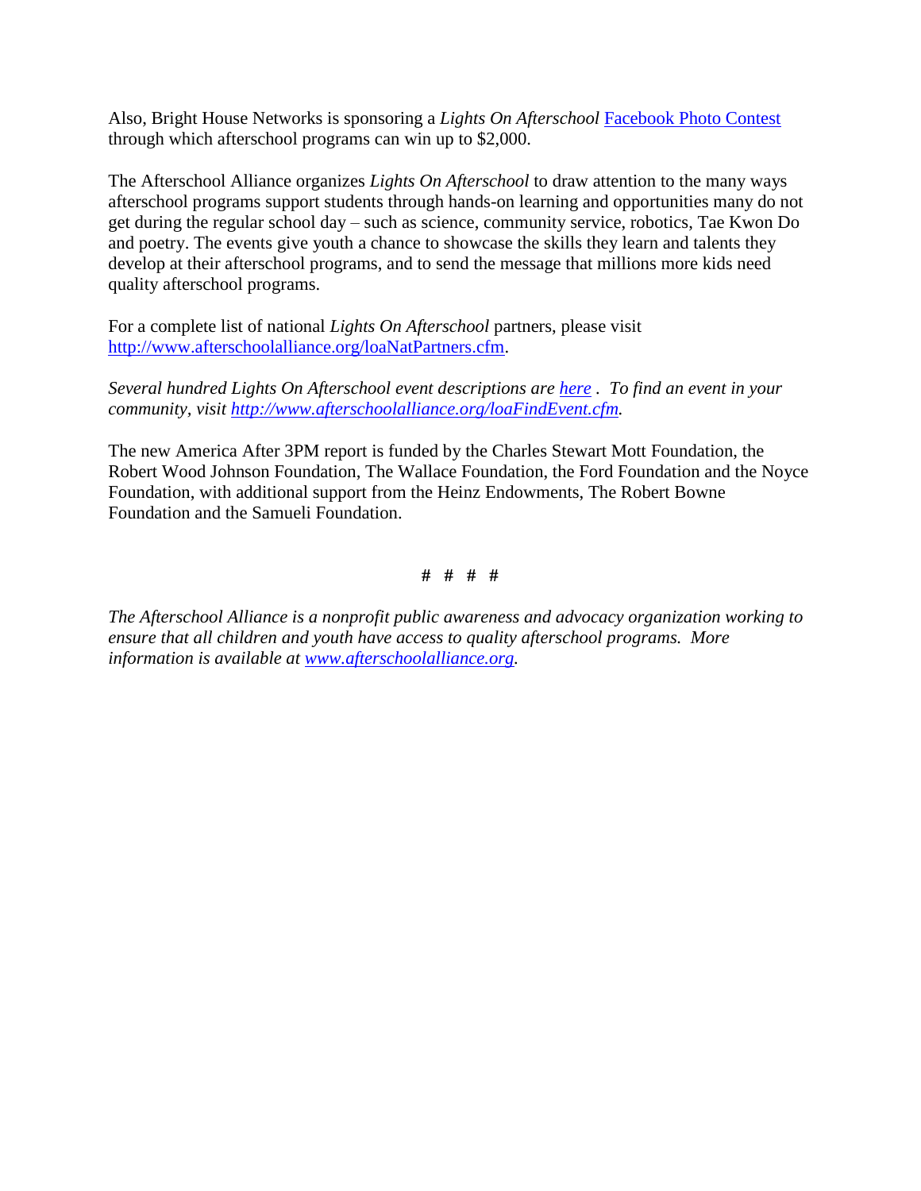Also, Bright House Networks is sponsoring a *Lights On Afterschool* Facebook Photo Contest through which afterschool programs can win up to $2,000.

The Afterschool Alliance organizes *Lights On Afterschool* to draw attention to the many ways afterschool programs support students through hands-on learning and opportunities many do not get during the regular school day – such as science, community service, robotics, Tae Kwon Do and poetry. The events give youth a chance to showcase the skills they learn and talents they develop at their afterschool programs, and to send the message that millions more kids need quality afterschool programs.

For a complete list of national *Lights On Afterschool* partners, please visit http://www.afterschoolalliance.org/loaNatPartners.cfm.

*Several hundred Lights On Afterschool event descriptions are here . To find an event in your community, visit http://www.afterschoolalliance.org/loaFindEvent.cfm.*

The new America After 3PM report is funded by the Charles Stewart Mott Foundation, the Robert Wood Johnson Foundation, The Wallace Foundation, the Ford Foundation and the Noyce Foundation, with additional support from the Heinz Endowments, The Robert Bowne Foundation and the Samueli Foundation.

# # # #

*The Afterschool Alliance is a nonprofit public awareness and advocacy organization working to ensure that all children and youth have access to quality afterschool programs. More information is available at www.afterschoolalliance.org.*